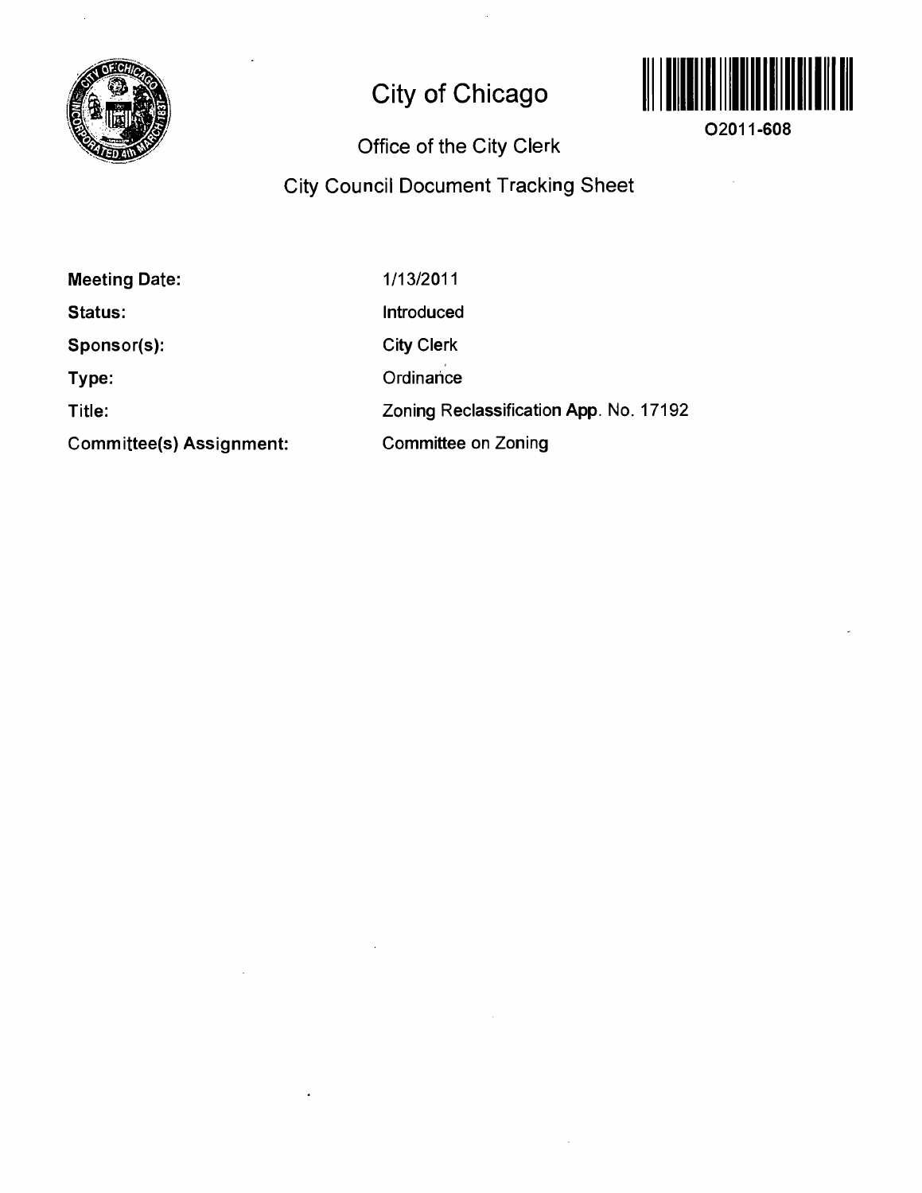# City of Chicago

O2011-608

## Office of the City Clerk

## City Council Document Tracking Sheet

| | |
|---|---|
| **Meeting Date:** | 1/13/2011 |
| **Status:** | Introduced |
| **Sponsor(s):** | City Clerk |
| **Type:** | Ordinance |
| **Title:** | Zoning Reclassification App. No. 17192 |
| **Committee(s) Assignment:** | Committee on Zoning |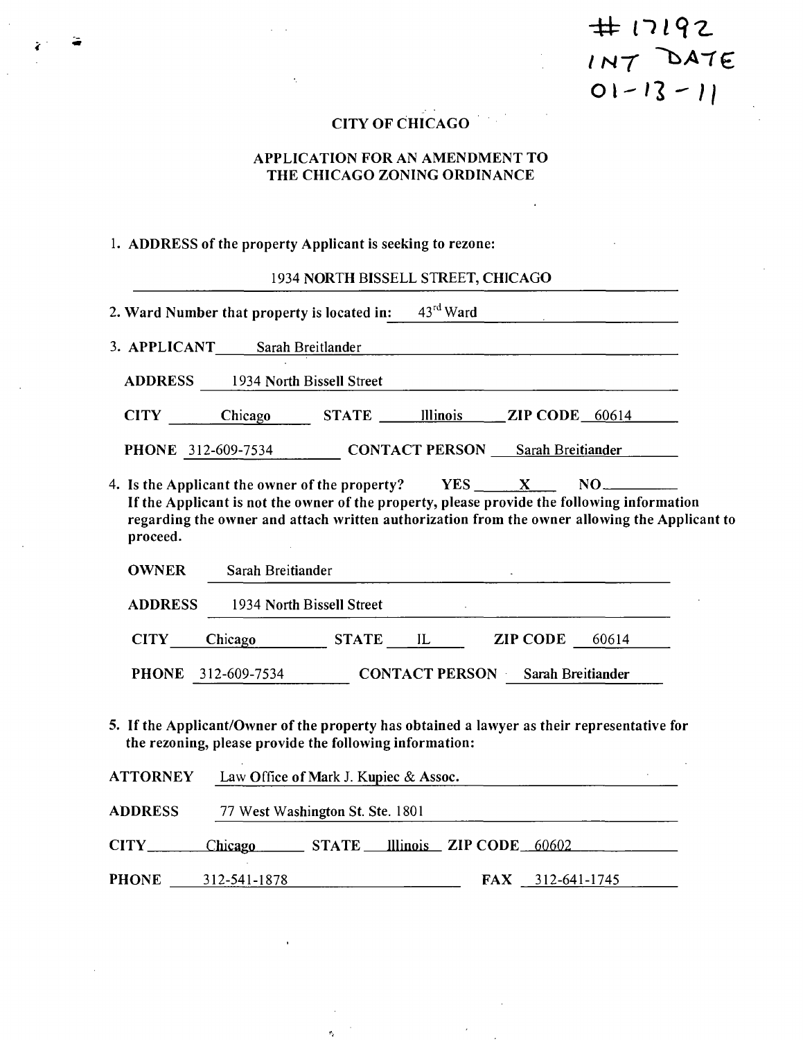#17192
INT DATE
01-13-11

# CITY OF CHICAGO

## APPLICATION FOR AN AMENDMENT TO THE CHICAGO ZONING ORDINANCE

1. **ADDRESS of the property Applicant is seeking to rezone:**

   1934 NORTH BISSELL STREET, CHICAGO

2. **Ward Number that property is located in:** 43rd Ward

3. **APPLICANT** Sarah Breitlander

   **ADDRESS** 1934 North Bissell Street

   **CITY** Chicago **STATE** Illinois **ZIP CODE** 60614

   **PHONE** 312-609-7534 **CONTACT PERSON** Sarah Breitiander

4. **Is the Applicant the owner of the property?** **YES** X **NO** ____
   **If the Applicant is not the owner of the property, please provide the following information regarding the owner and attach written authorization from the owner allowing the Applicant to proceed.**

   **OWNER** Sarah Breitiander

   **ADDRESS** 1934 North Bissell Street

   **CITY** Chicago **STATE** IL **ZIP CODE** 60614

   **PHONE** 312-609-7534 **CONTACT PERSON** Sarah Breitiander

5. **If the Applicant/Owner of the property has obtained a lawyer as their representative for the rezoning, please provide the following information:**

**ATTORNEY** Law Office of Mark J. Kupiec & Assoc.

**ADDRESS** 77 West Washington St. Ste. 1801

**CITY** Chicago **STATE** Illinois **ZIP CODE** 60602

**PHONE** 312-541-1878 **FAX** 312-641-1745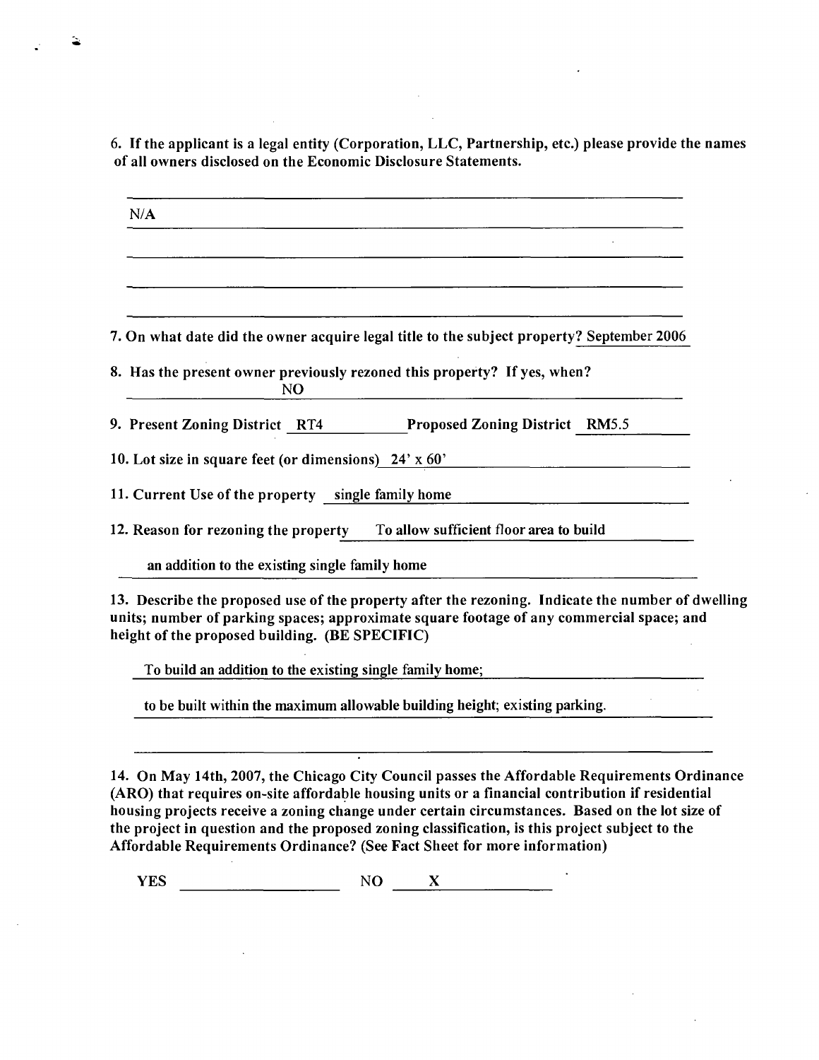**6. If the applicant is a legal entity (Corporation, LLC, Partnership, etc.) please provide the names of all owners disclosed on the Economic Disclosure Statements.**

N/A

**7. On what date did the owner acquire legal title to the subject property?** September 2006

**8. Has the present owner previously rezoned this property? If yes, when?**

NO

**9. Present Zoning District** RT4 **Proposed Zoning District** RM5.5

**10. Lot size in square feet (or dimensions)** 24' x 60'

**11. Current Use of the property** single family home

**12. Reason for rezoning the property** To allow sufficient floor area to build an addition to the existing single family home

**13. Describe the proposed use of the property after the rezoning. Indicate the number of dwelling units; number of parking spaces; approximate square footage of any commercial space; and height of the proposed building. (BE SPECIFIC)**

To build an addition to the existing single family home;

to be built within the maximum allowable building height; existing parking.

**14. On May 14th, 2007, the Chicago City Council passes the Affordable Requirements Ordinance (ARO) that requires on-site affordable housing units or a financial contribution if residential housing projects receive a zoning change under certain circumstances. Based on the lot size of the project in question and the proposed zoning classification, is this project subject to the Affordable Requirements Ordinance? (See Fact Sheet for more information)**

YES \_\_\_\_\_\_\_\_\_\_ NO X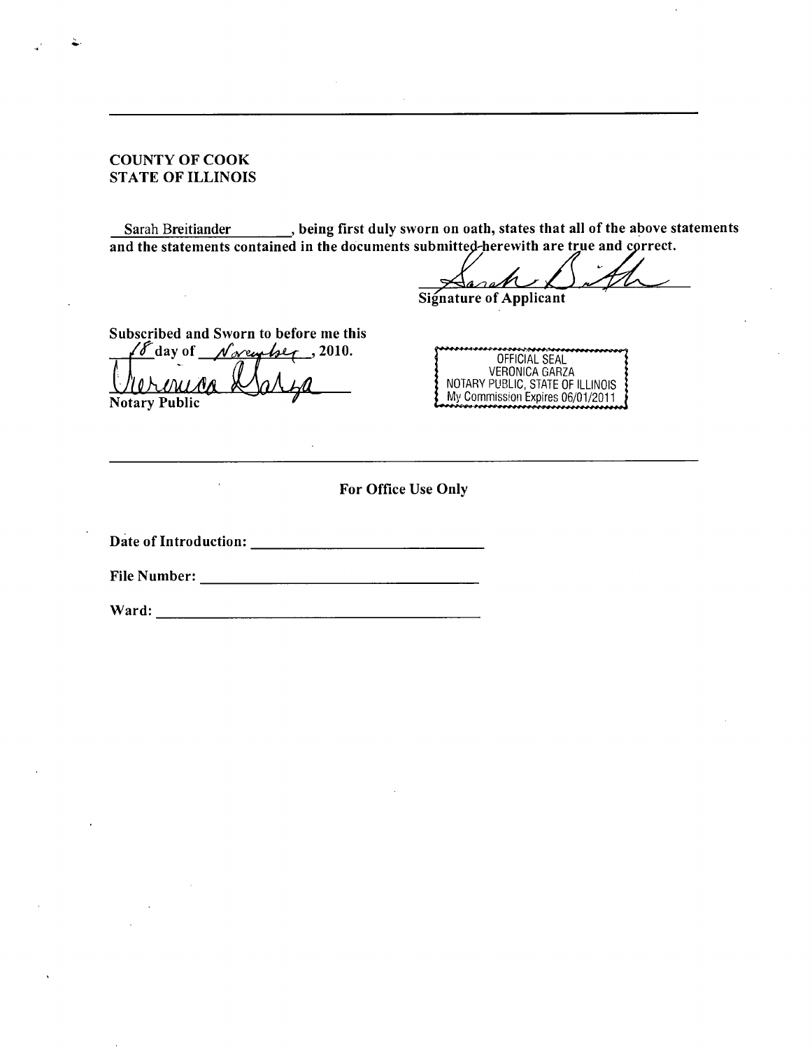---

COUNTY OF COOK
STATE OF ILLINOIS

Sarah Breitiander, being first duly sworn on oath, states that all of the above statements and the statements contained in the documents submitted herewith are true and correct.

Signature of Applicant

Subscribed and Sworn to before me this 18 day of November, 2010.

Notary Public

OFFICIAL SEAL
VERONICA GARZA
NOTARY PUBLIC, STATE OF ILLINOIS
My Commission Expires 06/01/2011

---

**For Office Use Only**

**Date of Introduction:** ______________________________

**File Number:** ______________________________

**Ward:** ______________________________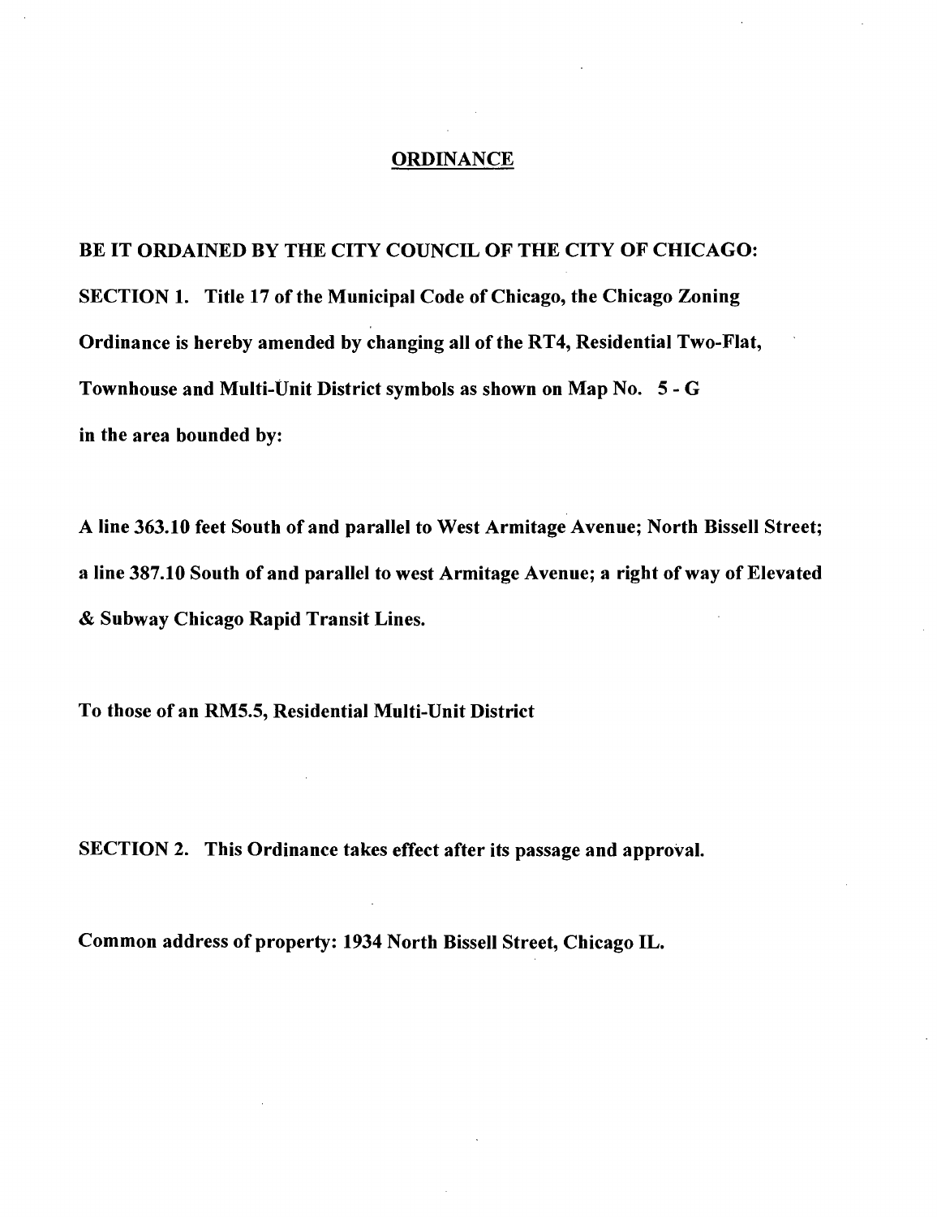# ORDINANCE

**BE IT ORDAINED BY THE CITY COUNCIL OF THE CITY OF CHICAGO:**

**SECTION 1. Title 17 of the Municipal Code of Chicago, the Chicago Zoning Ordinance is hereby amended by changing all of the RT4, Residential Two-Flat, Townhouse and Multi-Unit District symbols as shown on Map No. 5 - G in the area bounded by:**

**A line 363.10 feet South of and parallel to West Armitage Avenue; North Bissell Street; a line 387.10 South of and parallel to west Armitage Avenue; a right of way of Elevated & Subway Chicago Rapid Transit Lines.**

**To those of an RM5.5, Residential Multi-Unit District**

**SECTION 2. This Ordinance takes effect after its passage and approval.**

**Common address of property: 1934 North Bissell Street, Chicago IL.**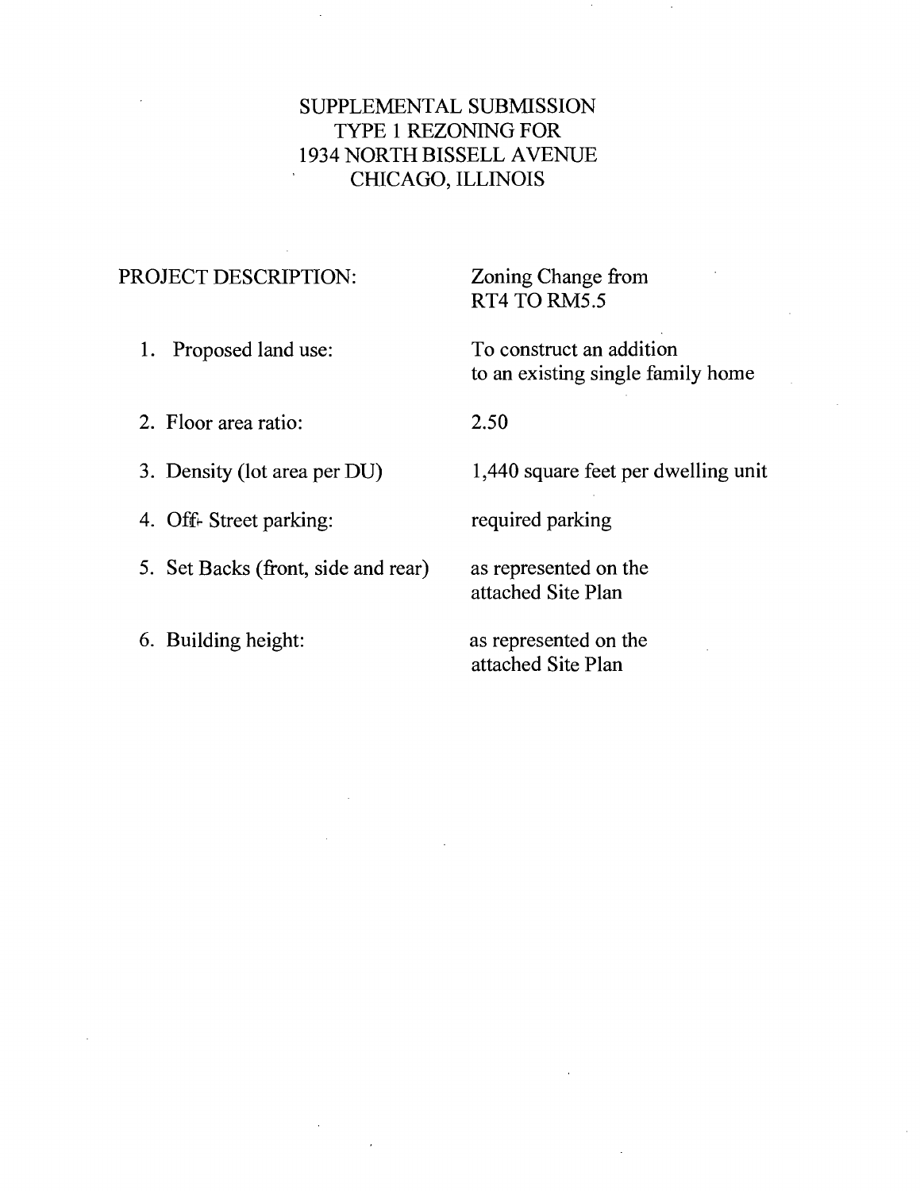# SUPPLEMENTAL SUBMISSION
# TYPE 1 REZONING FOR
# 1934 NORTH BISSELL AVENUE
# CHICAGO, ILLINOIS

| PROJECT DESCRIPTION: | Zoning Change from RT4 TO RM5.5 |
|---|---|
| 1. Proposed land use: | To construct an addition to an existing single family home |
| 2. Floor area ratio: | 2.50 |
| 3. Density (lot area per DU) | 1,440 square feet per dwelling unit |
| 4. Off- Street parking: | required parking |
| 5. Set Backs (front, side and rear) | as represented on the attached Site Plan |
| 6. Building height: | as represented on the attached Site Plan |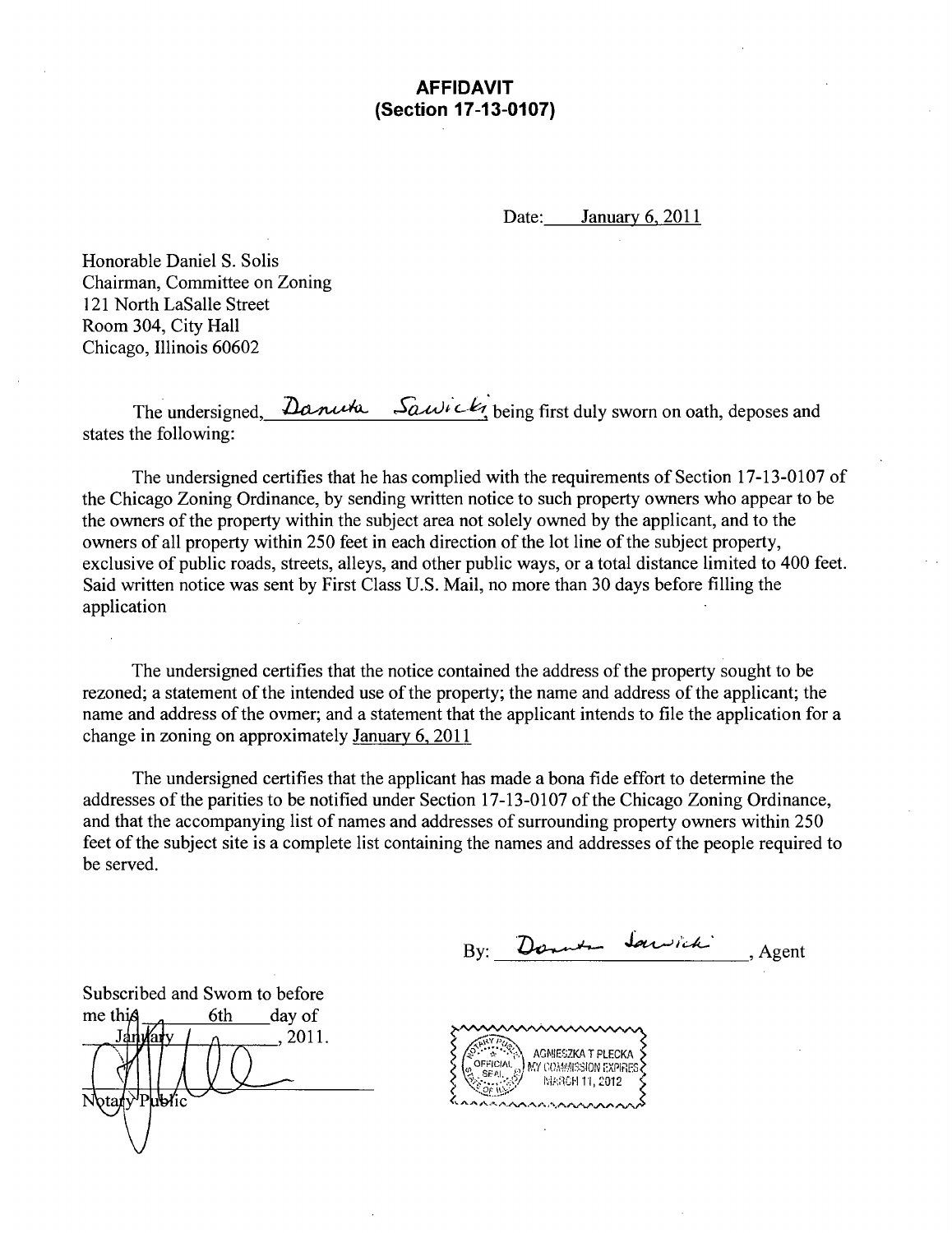# AFFIDAVIT
## (Section 17-13-0107)

Date: January 6, 2011

Honorable Daniel S. Solis
Chairman, Committee on Zoning
121 North LaSalle Street
Room 304, City Hall
Chicago, Illinois 60602

The undersigned, Danuta Sawicki, being first duly sworn on oath, deposes and states the following:

The undersigned certifies that he has complied with the requirements of Section 17-13-0107 of the Chicago Zoning Ordinance, by sending written notice to such property owners who appear to be the owners of the property within the subject area not solely owned by the applicant, and to the owners of all property within 250 feet in each direction of the lot line of the subject property, exclusive of public roads, streets, alleys, and other public ways, or a total distance limited to 400 feet. Said written notice was sent by First Class U.S. Mail, no more than 30 days before filling the application

The undersigned certifies that the notice contained the address of the property sought to be rezoned; a statement of the intended use of the property; the name and address of the applicant; the name and address of the ovmer; and a statement that the applicant intends to file the application for a change in zoning on approximately January 6, 2011

The undersigned certifies that the applicant has made a bona fide effort to determine the addresses of the parities to be notified under Section 17-13-0107 of the Chicago Zoning Ordinance, and that the accompanying list of names and addresses of surrounding property owners within 250 feet of the subject site is a complete list containing the names and addresses of the people required to be served.

By: Danuta Sawicki, Agent

Subscribed and Swom to before me this 6th day of January, 2011.

Notary Public

AGNIESZKA T PLECKA
MY COMMISSION EXPIRES
MARCH 11, 2012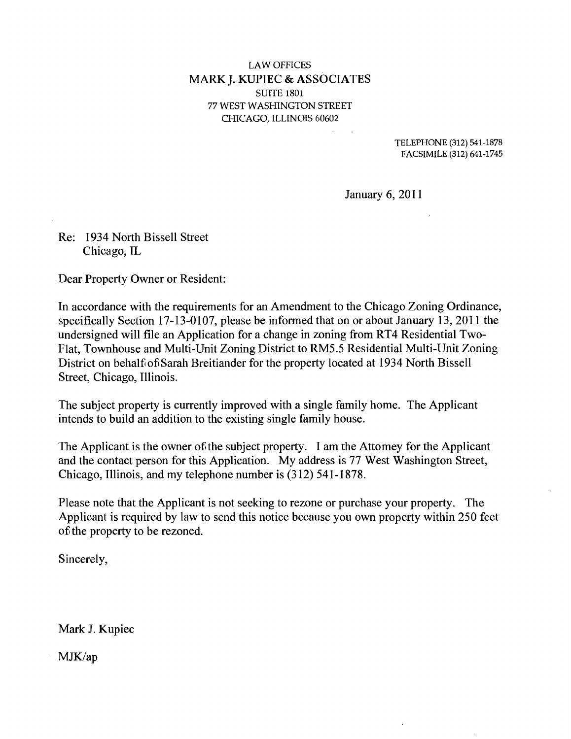LAW OFFICES
MARK J. KUPIEC & ASSOCIATES
SUITE 1801
77 WEST WASHINGTON STREET
CHICAGO, ILLINOIS 60602

TELEPHONE (312) 541-1878
FACSIMILE (312) 641-1745

January 6, 2011

Re: 1934 North Bissell Street
Chicago, IL

Dear Property Owner or Resident:

In accordance with the requirements for an Amendment to the Chicago Zoning Ordinance, specifically Section 17-13-0107, please be informed that on or about January 13, 2011 the undersigned will file an Application for a change in zoning from RT4 Residential Two-Flat, Townhouse and Multi-Unit Zoning District to RM5.5 Residential Multi-Unit Zoning District on behalf of Sarah Breitlander for the property located at 1934 North Bissell Street, Chicago, Illinois.

The subject property is currently improved with a single family home. The Applicant intends to build an addition to the existing single family house.

The Applicant is the owner of the subject property. I am the Attorney for the Applicant and the contact person for this Application. My address is 77 West Washington Street, Chicago, Illinois, and my telephone number is (312) 541-1878.

Please note that the Applicant is not seeking to rezone or purchase your property. The Applicant is required by law to send this notice because you own property within 250 feet of the property to be rezoned.

Sincerely,

Mark J. Kupiec

MJK/ap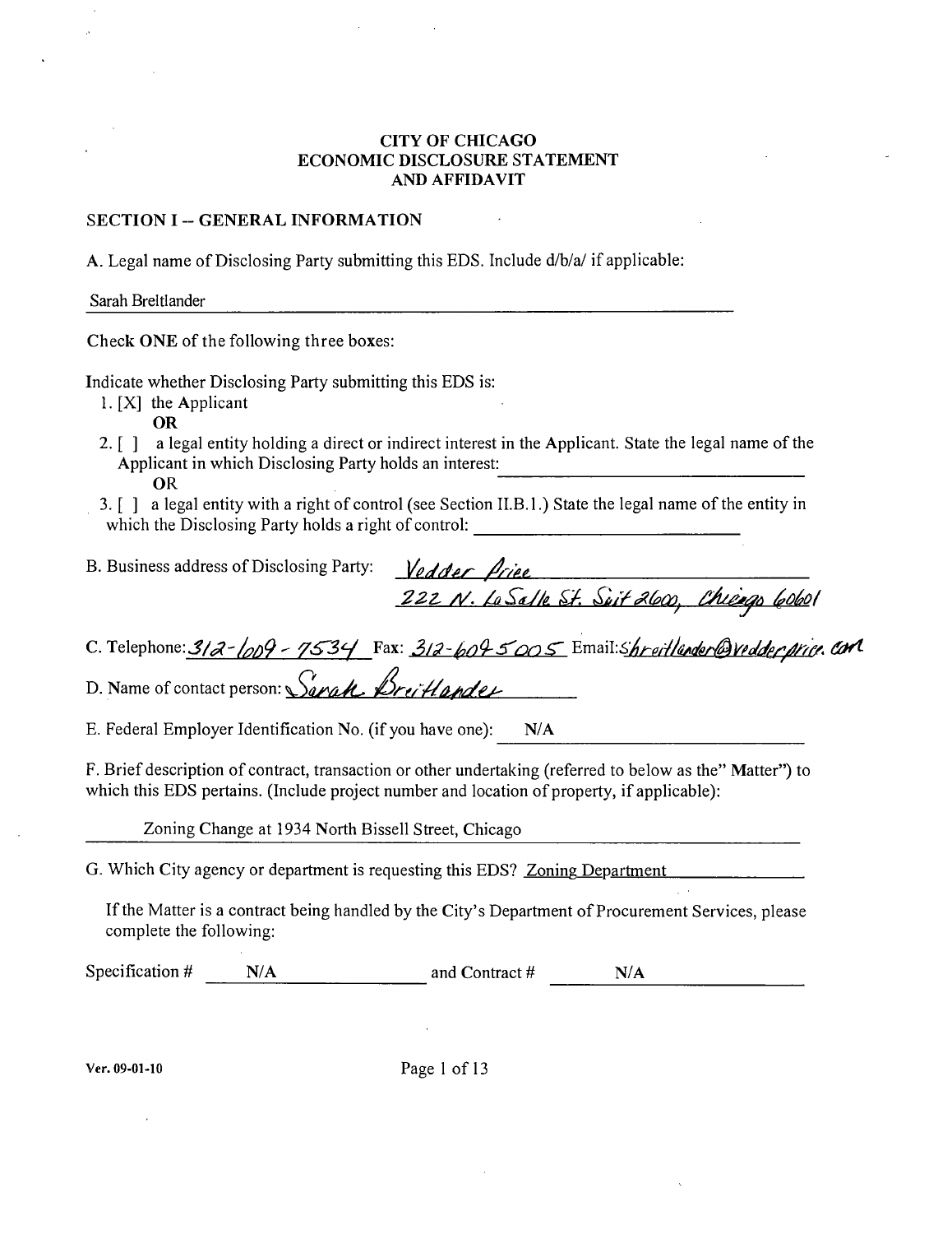# CITY OF CHICAGO
# ECONOMIC DISCLOSURE STATEMENT
# AND AFFIDAVIT

## SECTION I -- GENERAL INFORMATION

A. Legal name of Disclosing Party submitting this EDS. Include d/b/a/ if applicable:

Sarah Breitlander

Check **ONE** of the following three boxes:

Indicate whether Disclosing Party submitting this EDS is:

1. [X] the Applicant
   **OR**
2. [ ] a legal entity holding a direct or indirect interest in the Applicant. State the legal name of the Applicant in which Disclosing Party holds an interest: ____________
   **OR**
3. [ ] a legal entity with a right of control (see Section II.B.1.) State the legal name of the entity in which the Disclosing Party holds a right of control: ____________

B. Business address of Disclosing Party: Vedder Price
222 N. LaSalle St. Suit 2600, Chicago 60601

C. Telephone: 312-609-7534 Fax: 312-609-5005 Email: sbreitlander@vedderprice.com

D. Name of contact person: Sarah Breitlander

E. Federal Employer Identification No. (if you have one): N/A

F. Brief description of contract, transaction or other undertaking (referred to below as the" Matter") to which this EDS pertains. (Include project number and location of property, if applicable):

Zoning Change at 1934 North Bissell Street, Chicago

G. Which City agency or department is requesting this EDS? Zoning Department

If the Matter is a contract being handled by the City's Department of Procurement Services, please complete the following:

Specification # N/A and Contract # N/A

Ver. 09-01-10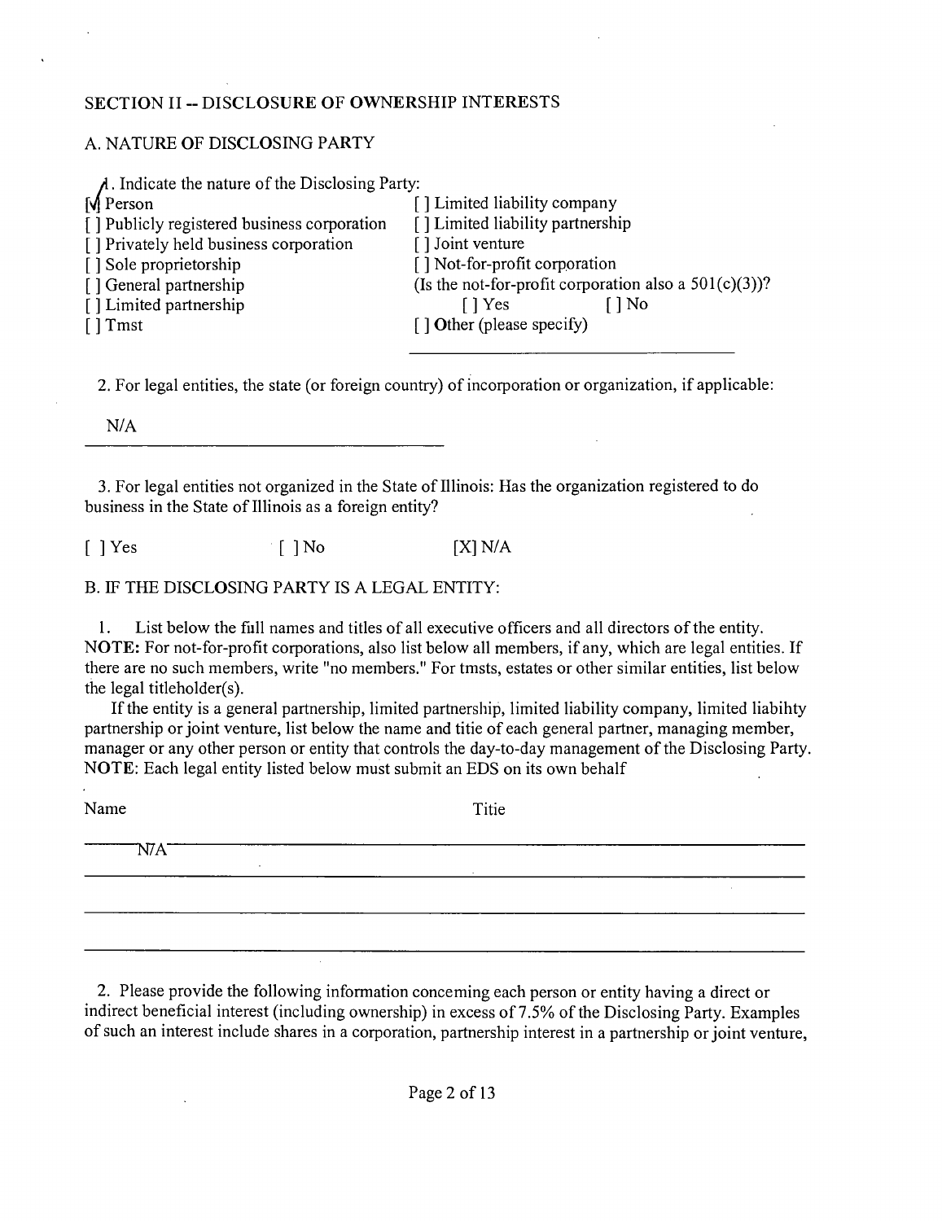SECTION II -- DISCLOSURE OF OWNERSHIP INTERESTS

A. NATURE OF DISCLOSING PARTY

1. Indicate the nature of the Disclosing Party:

[✓] Person
[ ] Publicly registered business corporation
[ ] Privately held business corporation
[ ] Sole proprietorship
[ ] General partnership
[ ] Limited partnership
[ ] Tmst
[ ] Limited liability company
[ ] Limited liability partnership
[ ] Joint venture
[ ] Not-for-profit corporation
(Is the not-for-profit corporation also a 501(c)(3))?
[ ] Yes [ ] No
[ ] Other (please specify)

2. For legal entities, the state (or foreign country) of incorporation or organization, if applicable:

N/A

3. For legal entities not organized in the State of Illinois: Has the organization registered to do business in the State of Illinois as a foreign entity?

[ ] Yes [ ] No [X] N/A

B. IF THE DISCLOSING PARTY IS A LEGAL ENTITY:

1. List below the fiill names and titles of all executive officers and all directors of the entity. **NOTE:** For not-for-profit corporations, also list below all members, if any, which are legal entities. If there are no such members, write "no members." For tmsts, estates or other similar entities, list below the legal titleholder(s).

If the entity is a general partnership, limited partnership, limited liability company, limited liabihty partnership or joint venture, list below the name and titie of each general partner, managing member, manager or any other person or entity that controls the day-to-day management of the Disclosing Party. **NOTE**: Each legal entity listed below must submit an EDS on its own behalf

| Name | Titie |
| --- | --- |
| N/A | |
| | |
| | |
| | |

2. Please provide the following information conceming each person or entity having a direct or indirect beneficial interest (including ownership) in excess of 7.5% of the Disclosing Party. Examples of such an interest include shares in a corporation, partnership interest in a partnership or joint venture,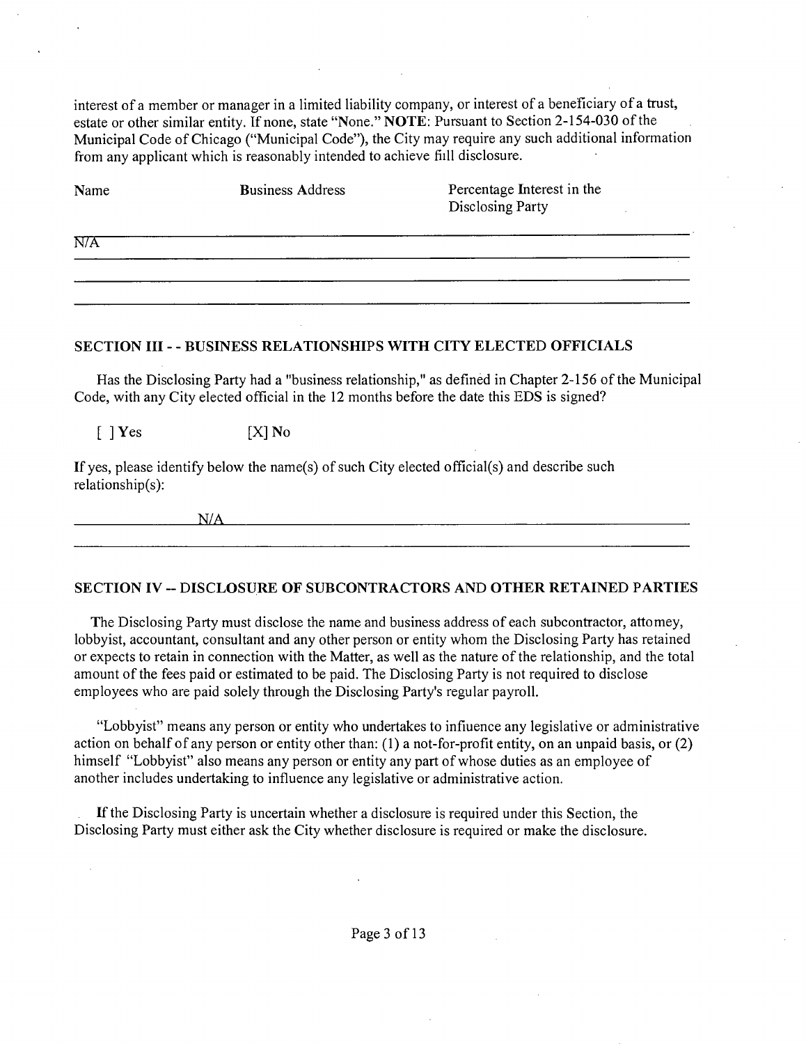interest of a member or manager in a limited liability company, or interest of a beneficiary of a trust, estate or other similar entity. If none, state "None." **NOTE**: Pursuant to Section 2-154-030 of the Municipal Code of Chicago ("Municipal Code"), the City may require any such additional information from any applicant which is reasonably intended to achieve fill disclosure.

| Name | Business Address | Percentage Interest in the Disclosing Party |
|---|---|---|
| N/A | | |

## SECTION III - - BUSINESS RELATIONSHIPS WITH CITY ELECTED OFFICIALS

Has the Disclosing Party had a "business relationship," as defined in Chapter 2-156 of the Municipal Code, with any City elected official in the 12 months before the date this EDS is signed?

[ ] Yes [X] No

If yes, please identify below the name(s) of such City elected official(s) and describe such relationship(s):

N/A

## SECTION IV -- DISCLOSURE OF SUBCONTRACTORS AND OTHER RETAINED PARTIES

The Disclosing Party must disclose the name and business address of each subcontractor, attomey, lobbyist, accountant, consultant and any other person or entity whom the Disclosing Party has retained or expects to retain in connection with the Matter, as well as the nature of the relationship, and the total amount of the fees paid or estimated to be paid. The Disclosing Party is not required to disclose employees who are paid solely through the Disclosing Party's regular payroll.

"Lobbyist" means any person or entity who undertakes to influence any legislative or administrative action on behalf of any person or entity other than: (1) a not-for-profit entity, on an unpaid basis, or (2) himself "Lobbyist" also means any person or entity any part of whose duties as an employee of another includes undertaking to influence any legislative or administrative action.

If the Disclosing Party is uncertain whether a disclosure is required under this Section, the Disclosing Party must either ask the City whether disclosure is required or make the disclosure.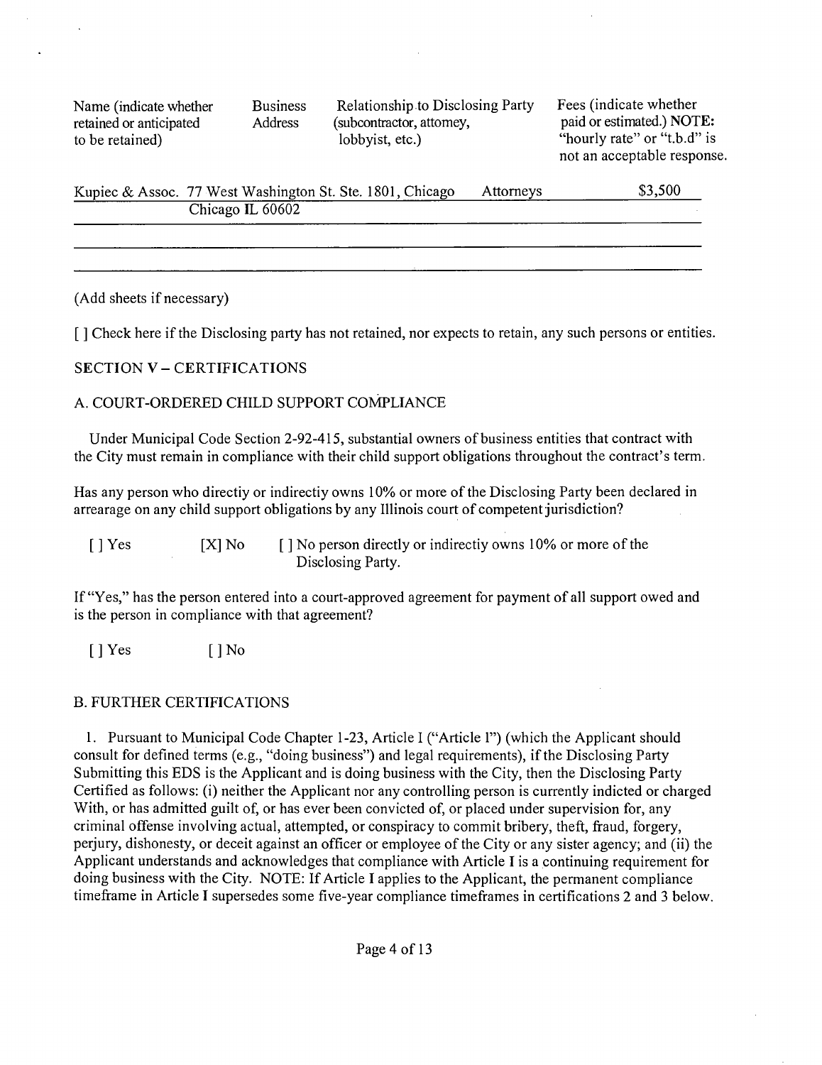| Name (indicate whether retained or anticipated to be retained) | Business Address | Relationship to Disclosing Party (subcontractor, attorney, lobbyist, etc.) | Fees (indicate whether paid or estimated.) NOTE: "hourly rate" or "t.b.d" is not an acceptable response. |
|---|---|---|---|
| Kupiec & Assoc. | 77 West Washington St. Ste. 1801, Chicago Chicago IL 60602 | Attorneys | $3,500 |

(Add sheets if necessary)

[ ] Check here if the Disclosing party has not retained, nor expects to retain, any such persons or entities.

## SECTION V – CERTIFICATIONS

### A. COURT-ORDERED CHILD SUPPORT COMPLIANCE

Under Municipal Code Section 2-92-415, substantial owners of business entities that contract with the City must remain in compliance with their child support obligations throughout the contract's term.

Has any person who directiy or indirectiy owns 10% or more of the Disclosing Party been declared in arrearage on any child support obligations by any Illinois court of competent jurisdiction?

[ ] Yes [X] No [ ] No person directly or indirectiy owns 10% or more of the Disclosing Party.

If "Yes," has the person entered into a court-approved agreement for payment of all support owed and is the person in compliance with that agreement?

[ ] Yes [ ] No

### B. FURTHER CERTIFICATIONS

1. Pursuant to Municipal Code Chapter 1-23, Article I ("Article I") (which the Applicant should consult for defined terms (e.g., "doing business") and legal requirements), if the Disclosing Party Submitting this EDS is the Applicant and is doing business with the City, then the Disclosing Party Certified as follows: (i) neither the Applicant nor any controlling person is currently indicted or charged With, or has admitted guilt of, or has ever been convicted of, or placed under supervision for, any criminal offense involving actual, attempted, or conspiracy to commit bribery, theft, fraud, forgery, perjury, dishonesty, or deceit against an officer or employee of the City or any sister agency; and (ii) the Applicant understands and acknowledges that compliance with Article I is a continuing requirement for doing business with the City. NOTE: If Article I applies to the Applicant, the permanent compliance timeframe in Article I supersedes some five-year compliance timeframes in certifications 2 and 3 below.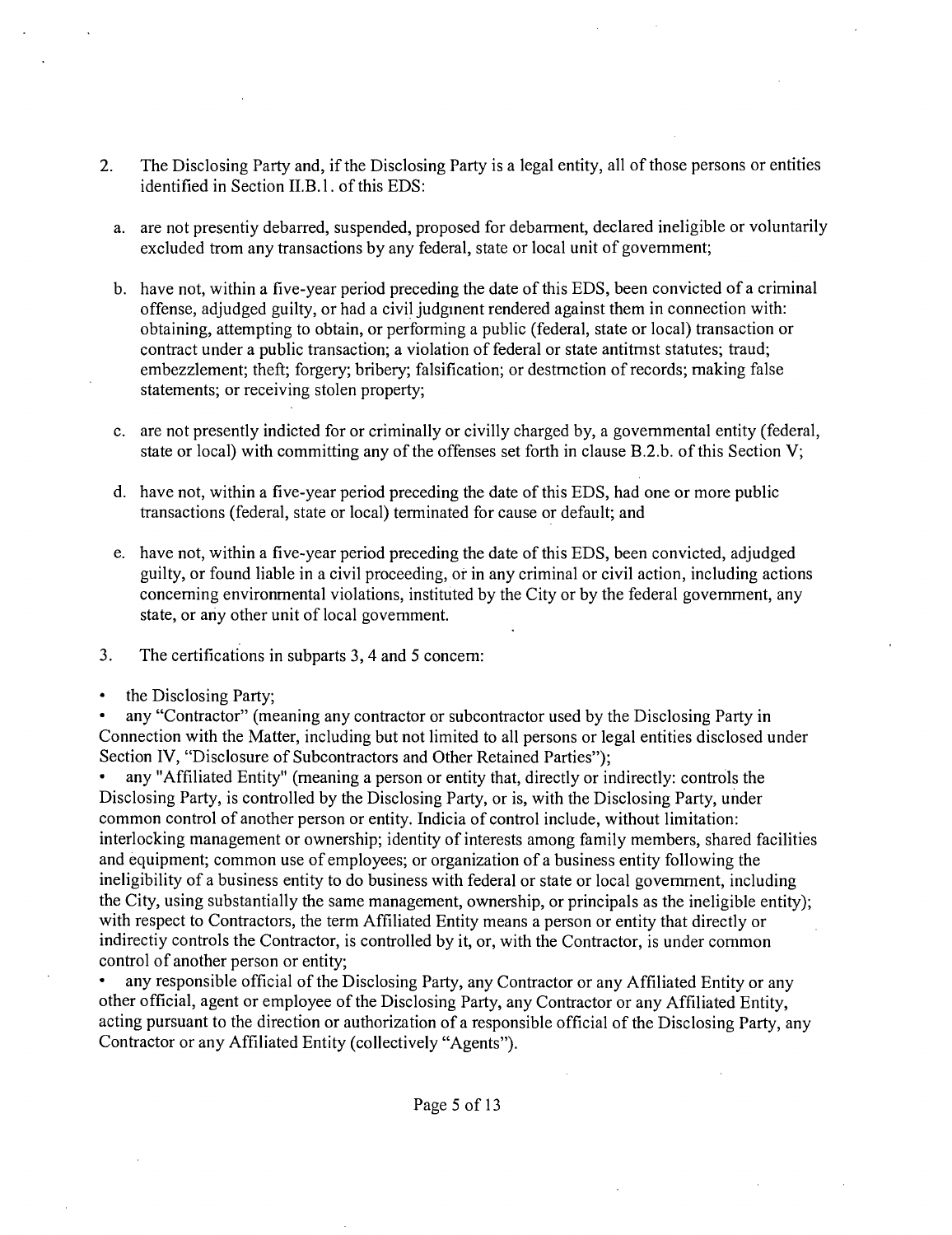2. The Disclosing Party and, if the Disclosing Party is a legal entity, all of those persons or entities identified in Section II.B.1. of this EDS:

   a. are not presentiy debarred, suspended, proposed for debarment, declared ineligible or voluntarily excluded trom any transactions by any federal, state or local unit of government;

   b. have not, within a five-year period preceding the date of this EDS, been convicted of a criminal offense, adjudged guilty, or had a civil judgment rendered against them in connection with: obtaining, attempting to obtain, or performing a public (federal, state or local) transaction or contract under a public transaction; a violation of federal or state antitmst statutes; traud; embezzlement; theft; forgery; bribery; falsification; or destmction of records; making false statements; or receiving stolen property;

   c. are not presently indicted for or criminally or civilly charged by, a governmental entity (federal, state or local) with committing any of the offenses set forth in clause B.2.b. of this Section V;

   d. have not, within a five-year period preceding the date of this EDS, had one or more public transactions (federal, state or local) terminated for cause or default; and

   e. have not, within a five-year period preceding the date of this EDS, been convicted, adjudged guilty, or found liable in a civil proceeding, or in any criminal or civil action, including actions concerning environmental violations, instituted by the City or by the federal government, any state, or any other unit of local government.

3. The certifications in subparts 3, 4 and 5 concern:

- the Disclosing Party;
- any "Contractor" (meaning any contractor or subcontractor used by the Disclosing Party in Connection with the Matter, including but not limited to all persons or legal entities disclosed under Section IV, "Disclosure of Subcontractors and Other Retained Parties");
- any "Affiliated Entity" (meaning a person or entity that, directly or indirectly: controls the Disclosing Party, is controlled by the Disclosing Party, or is, with the Disclosing Party, under common control of another person or entity. Indicia of control include, without limitation: interlocking management or ownership; identity of interests among family members, shared facilities and equipment; common use of employees; or organization of a business entity following the ineligibility of a business entity to do business with federal or state or local government, including the City, using substantially the same management, ownership, or principals as the ineligible entity); with respect to Contractors, the term Affiliated Entity means a person or entity that directly or indirectiy controls the Contractor, is controlled by it, or, with the Contractor, is under common control of another person or entity;
- any responsible official of the Disclosing Party, any Contractor or any Affiliated Entity or any other official, agent or employee of the Disclosing Party, any Contractor or any Affiliated Entity, acting pursuant to the direction or authorization of a responsible official of the Disclosing Party, any Contractor or any Affiliated Entity (collectively "Agents").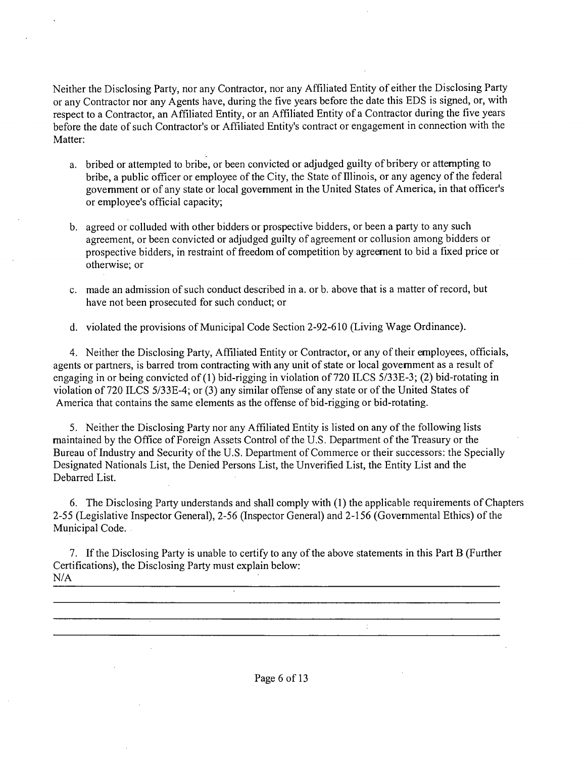Neither the Disclosing Party, nor any Contractor, nor any Affiliated Entity of either the Disclosing Party or any Contractor nor any Agents have, during the five years before the date this EDS is signed, or, with respect to a Contractor, an Affiliated Entity, or an Affiliated Entity of a Contractor during the five years before the date of such Contractor's or Affiliated Entity's contract or engagement in connection with the Matter:

a. bribed or attempted to bribe, or been convicted or adjudged guilty of bribery or attempting to bribe, a public officer or employee of the City, the State of Illinois, or any agency of the federal government or of any state or local government in the United States of America, in that officer's or employee's official capacity;

b. agreed or colluded with other bidders or prospective bidders, or been a party to any such agreement, or been convicted or adjudged guilty of agreement or collusion among bidders or prospective bidders, in restraint of freedom of competition by agreement to bid a fixed price or otherwise; or

c. made an admission of such conduct described in a. or b. above that is a matter of record, but have not been prosecuted for such conduct; or

d. violated the provisions of Municipal Code Section 2-92-610 (Living Wage Ordinance).

4. Neither the Disclosing Party, Affiliated Entity or Contractor, or any of their employees, officials, agents or partners, is barred trom contracting with any unit of state or local government as a result of engaging in or being convicted of (1) bid-rigging in violation of 720 ILCS 5/33E-3; (2) bid-rotating in violation of 720 ILCS 5/33E-4; or (3) any similar offense of any state or of the United States of America that contains the same elements as the offense of bid-rigging or bid-rotating.

5. Neither the Disclosing Party nor any Affiliated Entity is listed on any of the following lists maintained by the Office of Foreign Assets Control of the U.S. Department of the Treasury or the Bureau of Industry and Security of the U.S. Department of Commerce or their successors: the Specially Designated Nationals List, the Denied Persons List, the Unverified List, the Entity List and the Debarred List.

6. The Disclosing Party understands and shall comply with (1) the applicable requirements of Chapters 2-55 (Legislative Inspector General), 2-56 (Inspector General) and 2-156 (Governmental Ethics) of the Municipal Code.

7. If the Disclosing Party is unable to certify to any of the above statements in this Part B (Further Certifications), the Disclosing Party must explain below:

N/A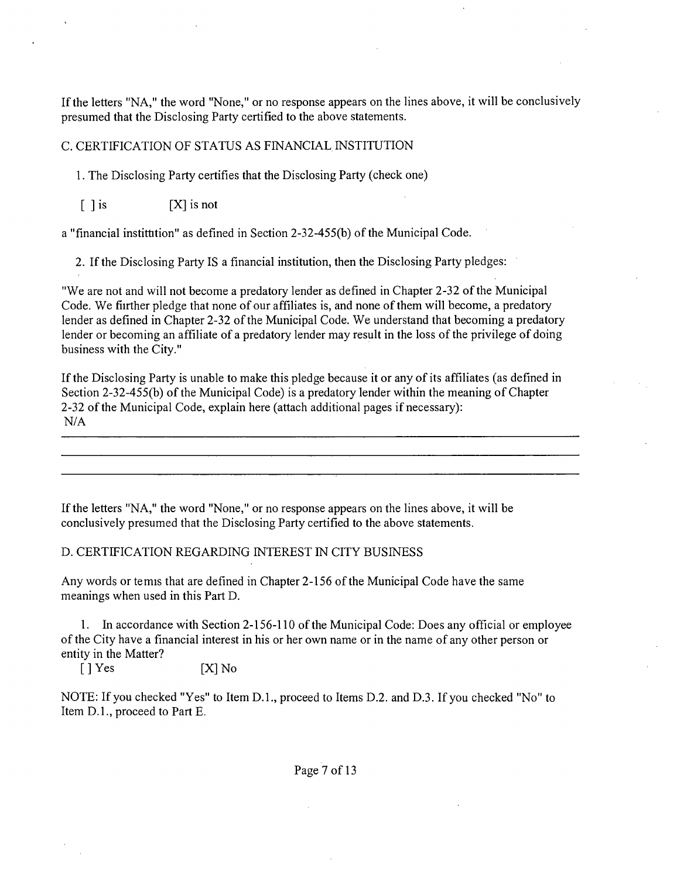If the letters "NA," the word "None," or no response appears on the lines above, it will be conclusively presumed that the Disclosing Party certified to the above statements.

C. CERTIFICATION OF STATUS AS FINANCIAL INSTITUTION

1. The Disclosing Party certifies that the Disclosing Party (check one)

[ ] is [X] is not

a "financial institution" as defined in Section 2-32-455(b) of the Municipal Code.

2. If the Disclosing Party IS a financial institution, then the Disclosing Party pledges:

"We are not and will not become a predatory lender as defined in Chapter 2-32 of the Municipal Code. We further pledge that none of our affiliates is, and none of them will become, a predatory lender as defined in Chapter 2-32 of the Municipal Code. We understand that becoming a predatory lender or becoming an affiliate of a predatory lender may result in the loss of the privilege of doing business with the City."

If the Disclosing Party is unable to make this pledge because it or any of its affiliates (as defined in Section 2-32-455(b) of the Municipal Code) is a predatory lender within the meaning of Chapter 2-32 of the Municipal Code, explain here (attach additional pages if necessary):
N/A

If the letters "NA," the word "None," or no response appears on the lines above, it will be conclusively presumed that the Disclosing Party certified to the above statements.

D. CERTIFICATION REGARDING INTEREST IN CITY BUSINESS

Any words or terms that are defined in Chapter 2-156 of the Municipal Code have the same meanings when used in this Part D.

1. In accordance with Section 2-156-110 of the Municipal Code: Does any official or employee of the City have a financial interest in his or her own name or in the name of any other person or entity in the Matter?

[ ] Yes [X] No

NOTE: If you checked "Yes" to Item D.1., proceed to Items D.2. and D.3. If you checked "No" to Item D.1., proceed to Part E.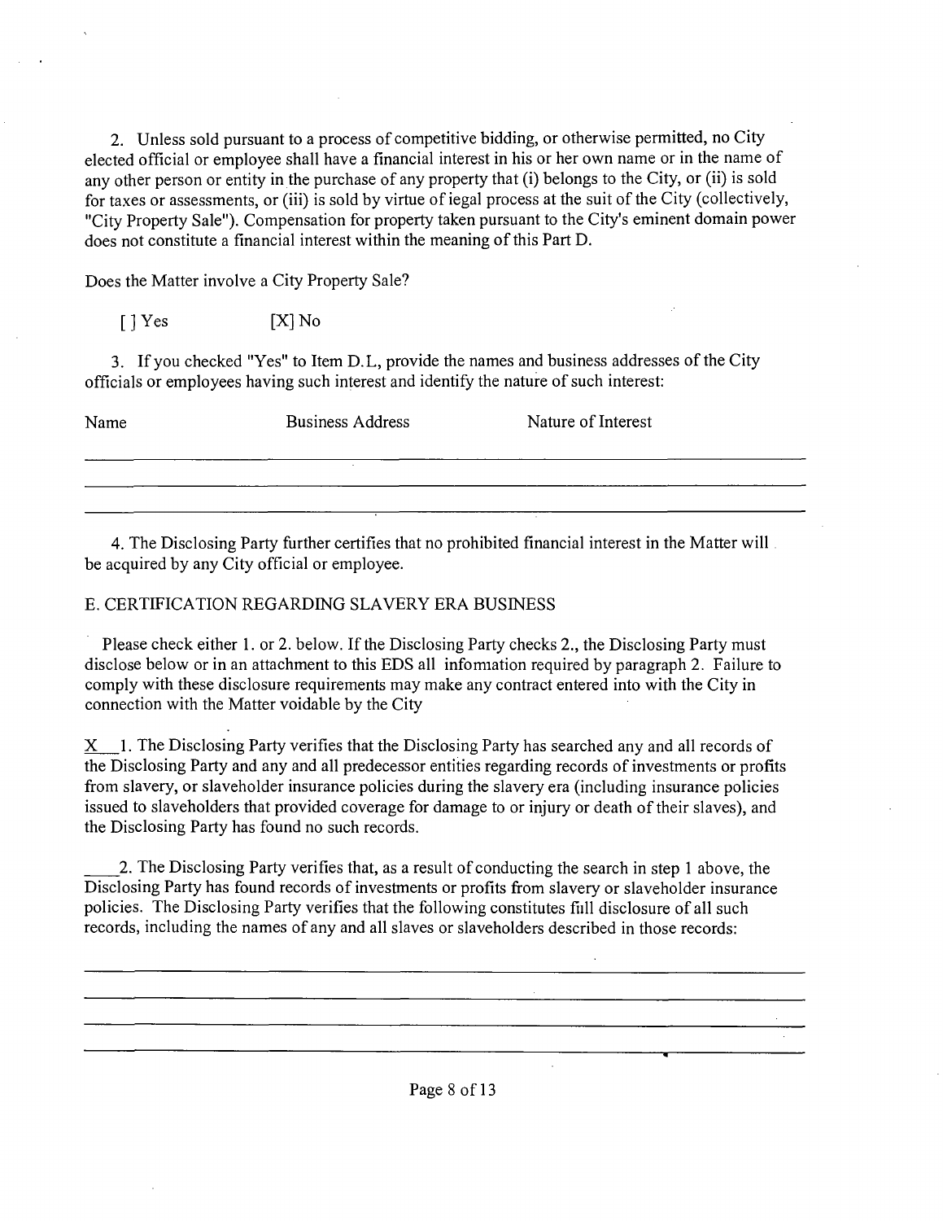2. Unless sold pursuant to a process of competitive bidding, or otherwise permitted, no City elected official or employee shall have a financial interest in his or her own name or in the name of any other person or entity in the purchase of any property that (i) belongs to the City, or (ii) is sold for taxes or assessments, or (iii) is sold by virtue of iegal process at the suit of the City (collectively, "City Property Sale"). Compensation for property taken pursuant to the City's eminent domain power does not constitute a financial interest within the meaning of this Part D.

Does the Matter involve a City Property Sale?

[ ] Yes [X] No

3. If you checked "Yes" to Item D.L, provide the names and business addresses of the City officials or employees having such interest and identify the nature of such interest:

| Name | Business Address | Nature of Interest |
|---|---|---|
| | | |
| | | |
| | | |

4. The Disclosing Party further certifies that no prohibited financial interest in the Matter will be acquired by any City official or employee.

E. CERTIFICATION REGARDING SLAVERY ERA BUSINESS

Please check either 1. or 2. below. If the Disclosing Party checks 2., the Disclosing Party must disclose below or in an attachment to this EDS all infomiation required by paragraph 2. Failure to comply with these disclosure requirements may make any contract entered into with the City in connection with the Matter voidable by the City

X 1. The Disclosing Party verifies that the Disclosing Party has searched any and all records of the Disclosing Party and any and all predecessor entities regarding records of investments or profits from slavery, or slaveholder insurance policies during the slavery era (including insurance policies issued to slaveholders that provided coverage for damage to or injury or death of their slaves), and the Disclosing Party has found no such records.

\_\_\_\_2. The Disclosing Party verifies that, as a result of conducting the search in step 1 above, the Disclosing Party has found records of investments or profits from slavery or slaveholder insurance policies. The Disclosing Party verifies that the following constitutes full disclosure of all such records, including the names of any and all slaves or slaveholders described in those records:

\_\_\_\_\_\_\_\_\_\_\_\_\_\_\_\_\_\_\_\_\_\_\_\_\_\_\_\_\_\_\_\_\_\_\_\_\_\_\_\_

\_\_\_\_\_\_\_\_\_\_\_\_\_\_\_\_\_\_\_\_\_\_\_\_\_\_\_\_\_\_\_\_\_\_\_\_\_\_\_\_

\_\_\_\_\_\_\_\_\_\_\_\_\_\_\_\_\_\_\_\_\_\_\_\_\_\_\_\_\_\_\_\_\_\_\_\_\_\_\_\_

\_\_\_\_\_\_\_\_\_\_\_\_\_\_\_\_\_\_\_\_\_\_\_\_\_\_\_\_\_\_\_\_\_\_\_\_\_\_\_\_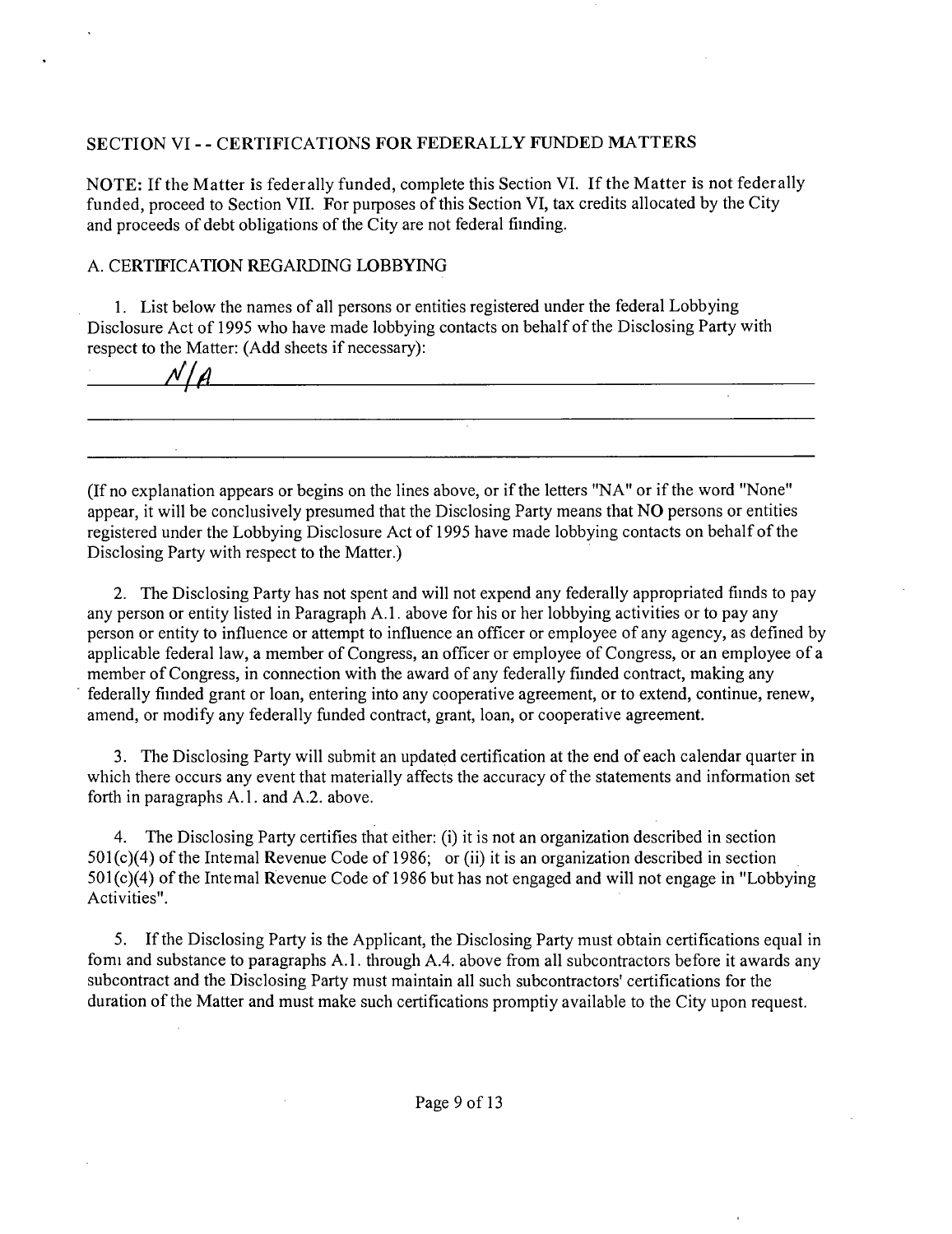## SECTION VI - - CERTIFICATIONS FOR FEDERALLY FUNDED MATTERS

NOTE: If the Matter is federally funded, complete this Section VI. If the Matter is not federally funded, proceed to Section VII. For purposes of this Section VI, tax credits allocated by the City and proceeds of debt obligations of the City are not federal finding.

### A. CERTIFICATION REGARDING LOBBYING

1. List below the names of all persons or entities registered under the federal Lobbying Disclosure Act of 1995 who have made lobbying contacts on behalf of the Disclosing Party with respect to the Matter: (Add sheets if necessary):

N/A

(If no explanation appears or begins on the lines above, or if the letters "NA" or if the word "None" appear, it will be conclusively presumed that the Disclosing Party means that NO persons or entities registered under the Lobbying Disclosure Act of 1995 have made lobbying contacts on behalf of the Disclosing Party with respect to the Matter.)

2. The Disclosing Party has not spent and will not expend any federally appropriated finds to pay any person or entity listed in Paragraph A.1. above for his or her lobbying activities or to pay any person or entity to influence or attempt to influence an officer or employee of any agency, as defined by applicable federal law, a member of Congress, an officer or employee of Congress, or an employee of a member of Congress, in connection with the award of any federally finded contract, making any federally finded grant or loan, entering into any cooperative agreement, or to extend, continue, renew, amend, or modify any federally funded contract, grant, loan, or cooperative agreement.

3. The Disclosing Party will submit an updated certification at the end of each calendar quarter in which there occurs any event that materially affects the accuracy of the statements and information set forth in paragraphs A.1. and A.2. above.

4. The Disclosing Party certifies that either: (i) it is not an organization described in section 501(c)(4) of the Intemal Revenue Code of 1986; or (ii) it is an organization described in section 501(c)(4) of the Intemal Revenue Code of 1986 but has not engaged and will not engage in "Lobbying Activities".

5. If the Disclosing Party is the Applicant, the Disclosing Party must obtain certifications equal in fomi and substance to paragraphs A.1. through A.4. above from all subcontractors before it awards any subcontract and the Disclosing Party must maintain all such subcontractors' certifications for the duration of the Matter and must make such certifications promptiy available to the City upon request.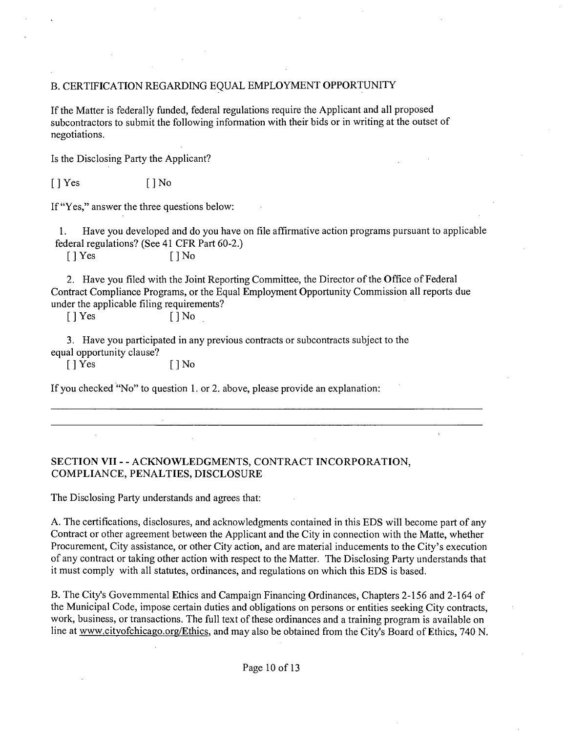## B. CERTIFICATION REGARDING EQUAL EMPLOYMENT OPPORTUNITY

If the Matter is federally funded, federal regulations require the Applicant and all proposed subcontractors to submit the following information with their bids or in writing at the outset of negotiations.

Is the Disclosing Party the Applicant?

[ ] Yes [ ] No

If "Yes," answer the three questions below:

1. Have you developed and do you have on file affirmative action programs pursuant to applicable federal regulations? (See 41 CFR Part 60-2.)

   [ ] Yes [ ] No

2. Have you filed with the Joint Reporting Committee, the Director of the Office of Federal Contract Compliance Programs, or the Equal Employment Opportunity Commission all reports due under the applicable filing requirements?

   [ ] Yes [ ] No

3. Have you participated in any previous contracts or subcontracts subject to the equal opportunity clause?

   [ ] Yes [ ] No

If you checked "No" to question 1. or 2. above, please provide an explanation:

---

---

## SECTION VII - - ACKNOWLEDGMENTS, CONTRACT INCORPORATION, COMPLIANCE, PENALTIES, DISCLOSURE

The Disclosing Party understands and agrees that:

A. The certifications, disclosures, and acknowledgments contained in this EDS will become part of any Contract or other agreement between the Applicant and the City in connection with the Matte, whether Procurement, City assistance, or other City action, and are material inducements to the City's execution of any contract or taking other action with respect to the Matter. The Disclosing Party understands that it must comply with all statutes, ordinances, and regulations on which this EDS is based.

B. The City's Govemmental Ethics and Campaign Financing Ordinances, Chapters 2-156 and 2-164 of the Municipal Code, impose certain duties and obligations on persons or entities seeking City contracts, work, business, or transactions. The full text of these ordinances and a training program is available on line at www.cityofchicago.org/Ethics, and may also be obtained from the City's Board of Ethics, 740 N.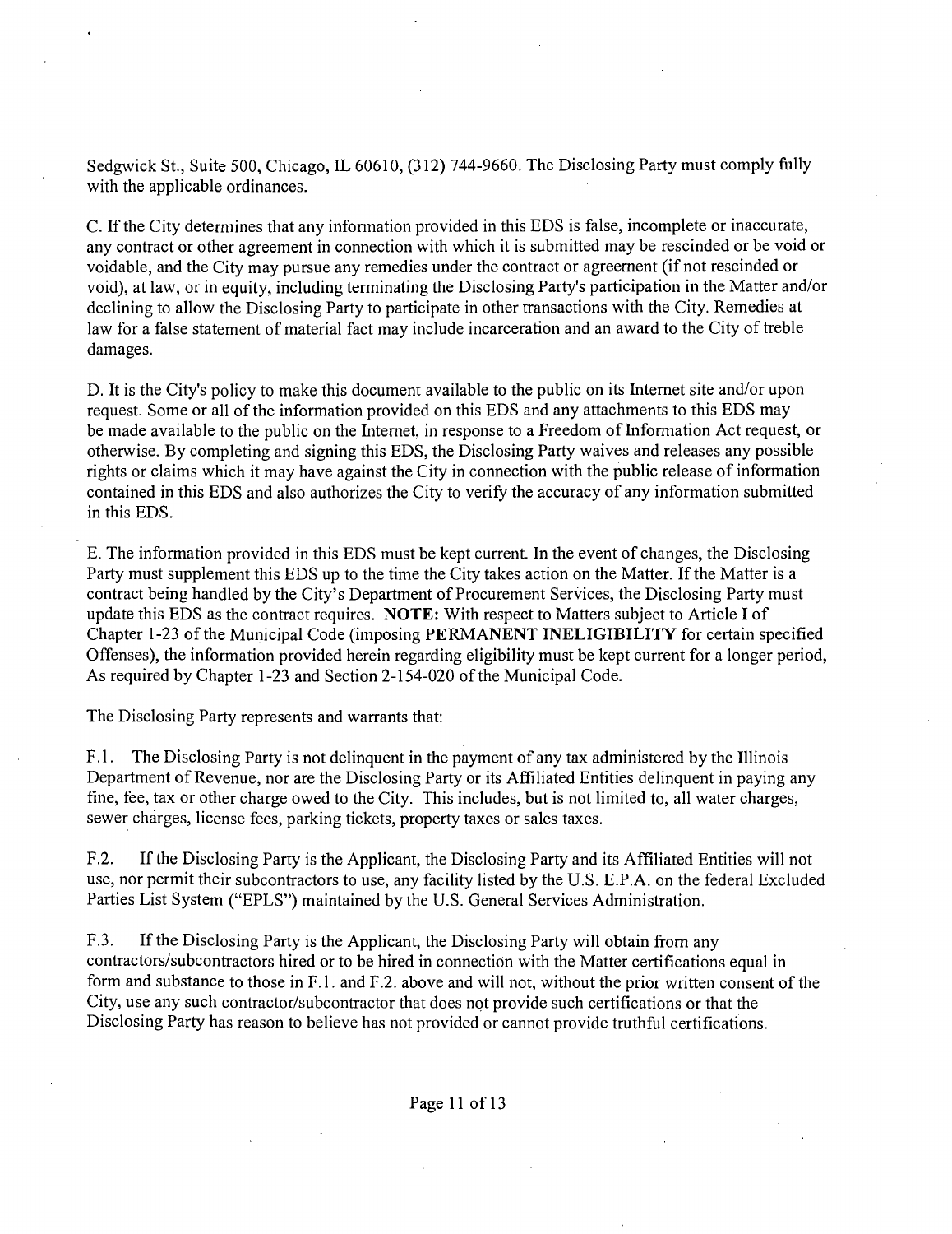Sedgwick St., Suite 500, Chicago, IL 60610, (312) 744-9660. The Disclosing Party must comply fully with the applicable ordinances.

C. If the City determines that any information provided in this EDS is false, incomplete or inaccurate, any contract or other agreement in connection with which it is submitted may be rescinded or be void or voidable, and the City may pursue any remedies under the contract or agreement (if not rescinded or void), at law, or in equity, including terminating the Disclosing Party's participation in the Matter and/or declining to allow the Disclosing Party to participate in other transactions with the City. Remedies at law for a false statement of material fact may include incarceration and an award to the City of treble damages.

D. It is the City's policy to make this document available to the public on its Internet site and/or upon request. Some or all of the information provided on this EDS and any attachments to this EDS may be made available to the public on the Internet, in response to a Freedom of Information Act request, or otherwise. By completing and signing this EDS, the Disclosing Party waives and releases any possible rights or claims which it may have against the City in connection with the public release of information contained in this EDS and also authorizes the City to verify the accuracy of any information submitted in this EDS.

E. The information provided in this EDS must be kept current. In the event of changes, the Disclosing Party must supplement this EDS up to the time the City takes action on the Matter. If the Matter is a contract being handled by the City's Department of Procurement Services, the Disclosing Party must update this EDS as the contract requires. **NOTE:** With respect to Matters subject to Article I of Chapter 1-23 of the Municipal Code (imposing **PERMANENT INELIGIBILITY** for certain specified Offenses), the information provided herein regarding eligibility must be kept current for a longer period, As required by Chapter 1-23 and Section 2-154-020 of the Municipal Code.

The Disclosing Party represents and warrants that:

F.1. The Disclosing Party is not delinquent in the payment of any tax administered by the Illinois Department of Revenue, nor are the Disclosing Party or its Affiliated Entities delinquent in paying any fine, fee, tax or other charge owed to the City. This includes, but is not limited to, all water charges, sewer charges, license fees, parking tickets, property taxes or sales taxes.

F.2. If the Disclosing Party is the Applicant, the Disclosing Party and its Affiliated Entities will not use, nor permit their subcontractors to use, any facility listed by the U.S. E.P.A. on the federal Excluded Parties List System ("EPLS") maintained by the U.S. General Services Administration.

F.3. If the Disclosing Party is the Applicant, the Disclosing Party will obtain from any contractors/subcontractors hired or to be hired in connection with the Matter certifications equal in form and substance to those in F.1. and F.2. above and will not, without the prior written consent of the City, use any such contractor/subcontractor that does not provide such certifications or that the Disclosing Party has reason to believe has not provided or cannot provide truthful certifications.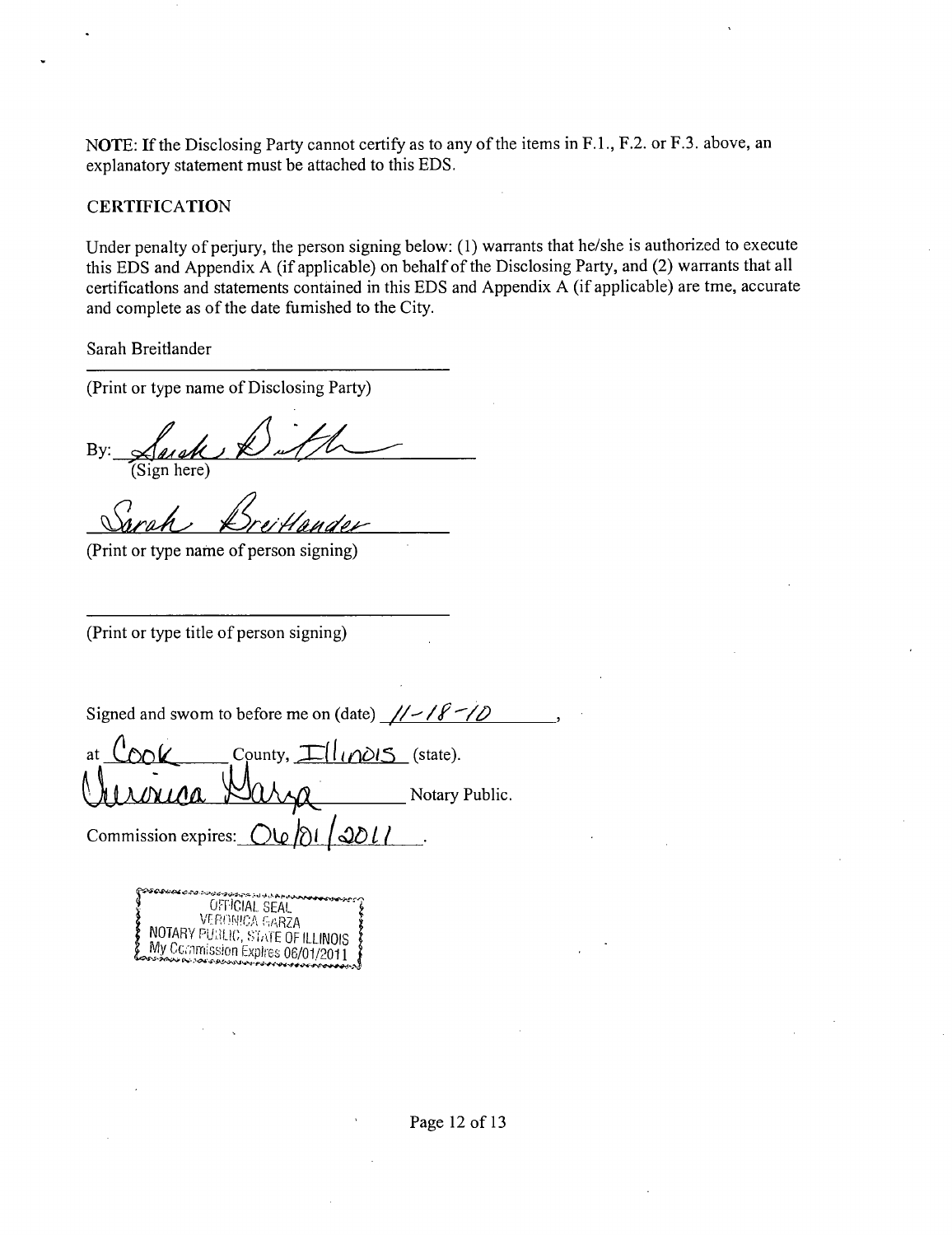NOTE: If the Disclosing Party cannot certify as to any of the items in F.1., F.2. or F.3. above, an explanatory statement must be attached to this EDS.

CERTIFICATION

Under penalty of perjury, the person signing below: (1) warrants that he/she is authorized to execute this EDS and Appendix A (if applicable) on behalf of the Disclosing Party, and (2) warrants that all certifications and statements contained in this EDS and Appendix A (if applicable) are tme, accurate and complete as of the date fumished to the City.

Sarah Breitlander

(Print or type name of Disclosing Party)

By: Sarah B[signature]

(Sign here)

Sarah Breitlander

(Print or type name of person signing)

(Print or type title of person signing)

Signed and swom to before me on (date) 11-18-10,

at Cook County, Illinois (state).

Veronica Garza Notary Public.

Commission expires: 06/01/2011.

OFFICIAL SEAL
VERONICA GARZA
NOTARY PUBLIC, STATE OF ILLINOIS
My Commission Expires 06/01/2011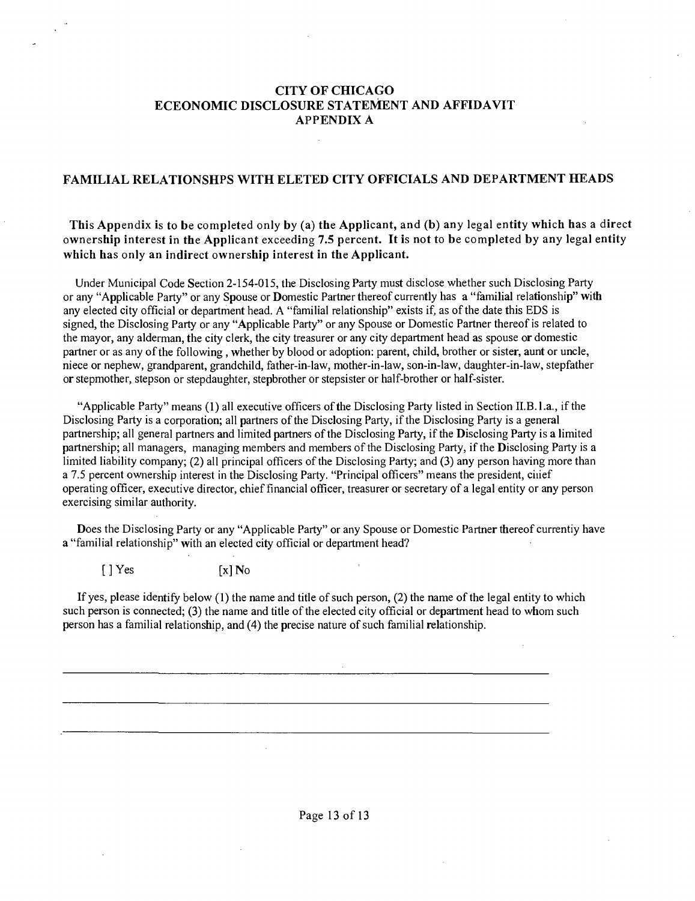# CITY OF CHICAGO
# ECEONOMIC DISCLOSURE STATEMENT AND AFFIDAVIT
# APPENDIX A

## FAMILIAL RELATIONSHPS WITH ELETED CITY OFFICIALS AND DEPARTMENT HEADS

**This Appendix is to be completed only by (a) the Applicant, and (b) any legal entity which has a direct ownership interest in the Applicant exceeding 7.5 percent. It is not to be completed by any legal entity which has only an indirect ownership interest in the Applicant.**

Under Municipal Code Section 2-154-015, the Disclosing Party must disclose whether such Disclosing Party or any "Applicable Party" or any Spouse or Domestic Partner thereof currently has a "familial relationship" with any elected city official or department head. A "familial relationship" exists if, as of the date this EDS is signed, the Disclosing Party or any "Applicable Party" or any Spouse or Domestic Partner thereof is related to the mayor, any alderman, the city clerk, the city treasurer or any city department head as spouse or domestic partner or as any of the following , whether by blood or adoption: parent, child, brother or sister, aunt or uncle, niece or nephew, grandparent, grandchild, father-in-law, mother-in-law, son-in-law, daughter-in-law, stepfather or stepmother, stepson or stepdaughter, stepbrother or stepsister or half-brother or half-sister.

"Applicable Party" means (1) all executive officers of the Disclosing Party listed in Section II.B.1.a., if the Disclosing Party is a corporation; all partners of the Disclosing Party, if the Disclosing Party is a general partnership; all general partners and limited partners of the Disclosing Party, if the Disclosing Party is a limited partnership; all managers, managing members and members of the Disclosing Party, if the Disclosing Party is a limited liability company; (2) all principal officers of the Disclosing Party; and (3) any person having more than a 7.5 percent ownership interest in the Disclosing Party. "Principal officers" means the president, chief operating officer, executive director, chief financial officer, treasurer or secretary of a legal entity or any person exercising similar authority.

Does the Disclosing Party or any "Applicable Party" or any Spouse or Domestic Partner thereof currentiy have a "familial relationship" with an elected city official or department head?

[ ] Yes [x] No

If yes, please identify below (1) the name and title of such person, (2) the name of the legal entity to which such person is connected; (3) the name and title of the elected city official or department head to whom such person has a familial relationship, and (4) the precise nature of such familial relationship.

\_\_\_\_\_\_\_\_\_\_\_\_\_\_\_\_\_\_\_\_\_\_\_\_\_\_\_\_\_\_\_\_\_\_\_\_\_\_\_\_\_\_\_\_\_\_\_\_\_\_\_\_\_\_\_\_\_\_\_\_

\_\_\_\_\_\_\_\_\_\_\_\_\_\_\_\_\_\_\_\_\_\_\_\_\_\_\_\_\_\_\_\_\_\_\_\_\_\_\_\_\_\_\_\_\_\_\_\_\_\_\_\_\_\_\_\_\_\_\_\_

\_\_\_\_\_\_\_\_\_\_\_\_\_\_\_\_\_\_\_\_\_\_\_\_\_\_\_\_\_\_\_\_\_\_\_\_\_\_\_\_\_\_\_\_\_\_\_\_\_\_\_\_\_\_\_\_\_\_\_\_